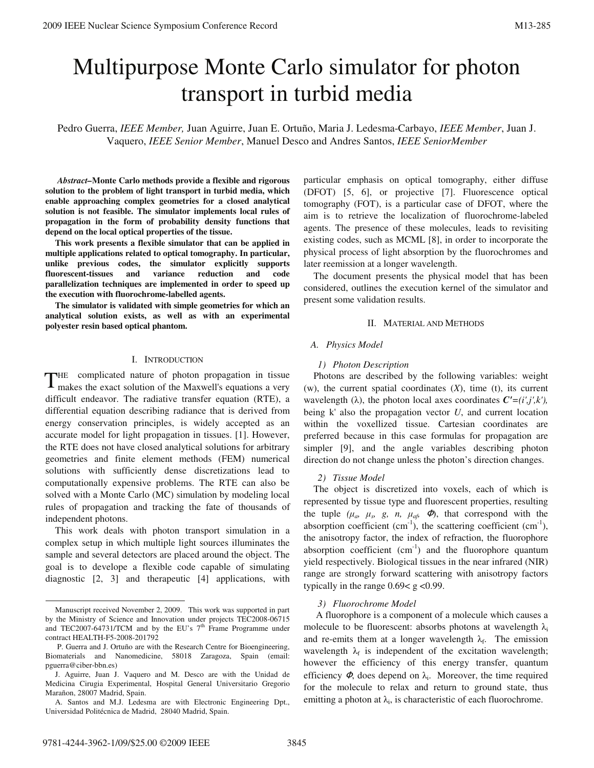# Multipurpose Monte Carlo simulator for photon transport in turbid media

Pedro Guerra, *IEEE Member,* Juan Aguirre, Juan E. Ortuño, Maria J. Ledesma-Carbayo, *IEEE Member*, Juan J. Vaquero, *IEEE Senior Member*, Manuel Desco and Andres Santos, *IEEE SeniorMember*

***Abstract*–Monte Carlo methods provide a flexible and rigorous solution to the problem of light transport in turbid media, which enable approaching complex geometries for a closed analytical solution is not feasible. The simulator implements local rules of propagation in the form of probability density functions that depend on the local optical properties of the tissue.**

**This work presents a flexible simulator that can be applied in multiple applications related to optical tomography. In particular, unlike previous codes, the simulator explicitly supports fluorescent-tissues and variance reduction and code parallelization techniques are implemented in order to speed up the execution with fluorochrome-labelled agents.**

**The simulator is validated with simple geometries for which an analytical solution exists, as well as with an experimental polyester resin based optical phantom.**

## I. Introduction

THE complicated nature of photon propagation in tissue makes the exact solution of the Maxwell's equations a very difficult endeavor. The radiative transfer equation (RTE), a differential equation describing radiance that is derived from energy conservation principles, is widely accepted as an accurate model for light propagation in tissues. [1]. However, the RTE does not have closed analytical solutions for arbitrary geometries and finite element methods (FEM) numerical solutions with sufficiently dense discretizations lead to computationally expensive problems. The RTE can also be solved with a Monte Carlo (MC) simulation by modeling local rules of propagation and tracking the fate of thousands of independent photons.

This work deals with photon transport simulation in a complex setup in which multiple light sources illuminates the sample and several detectors are placed around the object. The goal is to develope a flexible code capable of simulating diagnostic [2, 3] and therapeutic [4] applications, with particular emphasis on optical tomography, either diffuse (DFOT) [5, 6], or projective [7]. Fluorescence optical tomography (FOT), is a particular case of DFOT, where the aim is to retrieve the localization of fluorochrome-labeled agents. The presence of these molecules, leads to revisiting existing codes, such as MCML [8], in order to incorporate the physical process of light absorption by the fluorochromes and later reemission at a longer wavelength.

The document presents the physical model that has been considered, outlines the execution kernel of the simulator and present some validation results.

## II. Material and Methods

### A. Physics Model

#### 1) Photon Description

Photons are described by the following variables: weight (w), the current spatial coordinates (*X*), time (t), its current wavelength (λ), the photon local axes coordinates $\boldsymbol{C'}=(i',j',k')$, being k' also the propagation vector *U*, and current location within the voxellized tissue. Cartesian coordinates are preferred because in this case formulas for propagation are simpler [9], and the angle variables describing photon direction do not change unless the photon's direction changes.

#### 2) Tissue Model

The object is discretized into voxels, each of which is represented by tissue type and fluorescent properties, resulting the tuple $(\mu_a, \mu_s, g, n, \mu_{af}, \Phi)$, that correspond with the absorption coefficient ($cm^{-1}$), the scattering coefficient ($cm^{-1}$), the anisotropy factor, the index of refraction, the fluorophore absorption coefficient ($cm^{-1}$) and the fluorophore quantum yield respectively. Biological tissues in the near infrared (NIR) range are strongly forward scattering with anisotropy factors typically in the range $0.69 < g < 0.99$.

#### 3) Fluorochrome Model

A fluorophore is a component of a molecule which causes a molecule to be fluorescent: absorbs photons at wavelength $\lambda_i$ and re-emits them at a longer wavelength $\lambda_f$. The emission wavelength $\lambda_f$ is independent of the excitation wavelength; however the efficiency of this energy transfer, quantum efficiency $\Phi$, does depend on $\lambda_i$. Moreover, the time required for the molecule to relax and return to ground state, thus emitting a photon at $\lambda_i$, is characteristic of each fluorochrome.

---

Manuscript received November 2, 2009. This work was supported in part by the Ministry of Science and Innovation under projects TEC2008-06715 and TEC2007-64731/TCM and by the EU's 7th Frame Programme under contract HEALTH-F5-2008-201792

P. Guerra and J. Ortuño are with the Research Centre for Bioengineering, Biomaterials and Nanomedicine, 58018 Zaragoza, Spain (email: pguerra@ciber-bbn.es)

J. Aguirre, Juan J. Vaquero and M. Desco are with the Unidad de Medicina Cirugia Experimental, Hospital General Universitario Gregorio Marañon, 28007 Madrid, Spain.

A. Santos and M.J. Ledesma are with Electronic Engineering Dpt., Universidad Politécnica de Madrid, 28040 Madrid, Spain.

9781-4244-3962-1/09/$25.00 ©2009 IEEE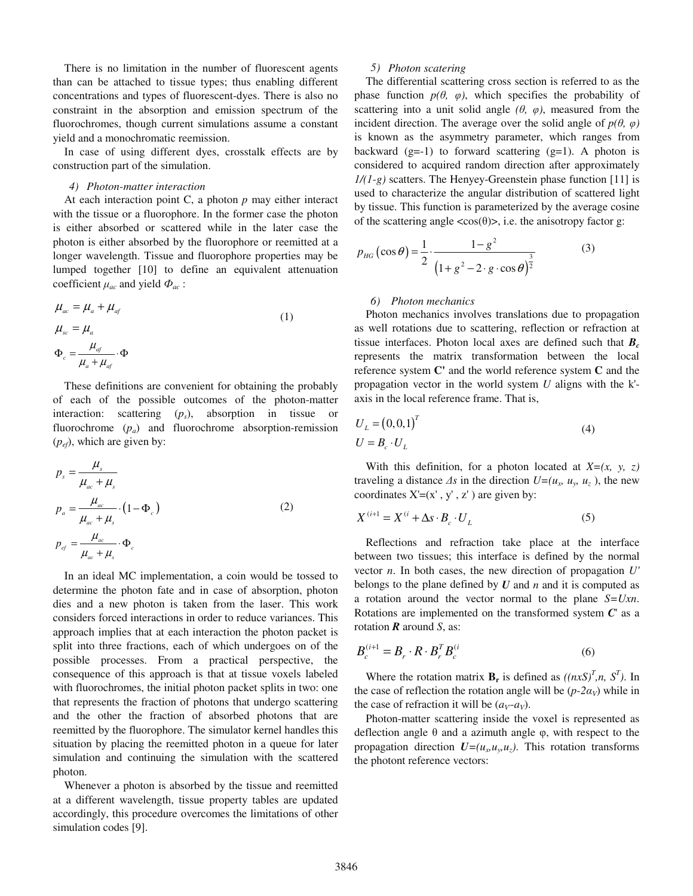There is no limitation in the number of fluorescent agents than can be attached to tissue types; thus enabling different concentrations and types of fluorescent-dyes. There is also no constraint in the absorption and emission spectrum of the fluorochromes, though current simulations assume a constant yield and a monochromatic reemission.

In case of using different dyes, crosstalk effects are by construction part of the simulation.

#### *4) Photon-matter interaction*

At each interaction point C, a photon *p* may either interact with the tissue or a fluorophore. In the former case the photon is either absorbed or scattered while in the later case the photon is either absorbed by the fluorophore or reemitted at a longer wavelength. Tissue and fluorophore properties may be lumped together [10] to define an equivalent attenuation coefficient $\mu_{ac}$ and yield $\Phi_{ac}$ :

$$\begin{aligned} \mu_{ac} &= \mu_a + \mu_{af} \\ \mu_{sc} &= \mu_a \\ \Phi_c &= \frac{\mu_{af}}{\mu_a + \mu_{af}} \cdot \Phi \end{aligned} \tag{1}$$

These definitions are convenient for obtaining the probably of each of the possible outcomes of the photon-matter interaction: scattering ($p_s$), absorption in tissue or fluorochrome ($p_a$) and fluorochrome absorption-remission ($p_{ef}$), which are given by:

$$\begin{aligned} p_s &= \frac{\mu_s}{\mu_{ac} + \mu_s} \\ p_a &= \frac{\mu_{ac}}{\mu_{ac} + \mu_s} \cdot \left(1 - \Phi_c\right) \\ p_{ef} &= \frac{\mu_{ac}}{\mu_{ac} + \mu_s} \cdot \Phi_c \end{aligned} \tag{2}$$

In an ideal MC implementation, a coin would be tossed to determine the photon fate and in case of absorption, photon dies and a new photon is taken from the laser. This work considers forced interactions in order to reduce variances. This approach implies that at each interaction the photon packet is split into three fractions, each of which undergoes on of the possible processes. From a practical perspective, the consequence of this approach is that at tissue voxels labeled with fluorochromes, the initial photon packet splits in two: one that represents the fraction of photons that undergo scattering and the other the fraction of absorbed photons that are reemitted by the fluorophore. The simulator kernel handles this situation by placing the reemitted photon in a queue for later simulation and continuing the simulation with the scattered photon.

Whenever a photon is absorbed by the tissue and reemitted at a different wavelength, tissue property tables are updated accordingly, this procedure overcomes the limitations of other simulation codes [9].

#### *5) Photon scatering*

The differential scattering cross section is referred to as the phase function $p(\theta,\ \varphi)$, which specifies the probability of scattering into a unit solid angle $(\theta,\ \varphi)$, measured from the incident direction. The average over the solid angle of $p(\theta,\ \varphi)$ is known as the asymmetry parameter, which ranges from backward (g=-1) to forward scattering (g=1). A photon is considered to acquired random direction after approximately $1/(1-g)$ scatters. The Henyey-Greenstein phase function [11] is used to characterize the angular distribution of scattered light by tissue. This function is parameterized by the average cosine of the scattering angle $<\cos(\theta)>$, i.e. the anisotropy factor g:

$$p_{HG}\left(\cos\theta\right) = \frac{1}{2} \cdot \frac{1 - g^2}{\left(1 + g^2 - 2 \cdot g \cdot \cos\theta\right)^{\frac{3}{2}}} \tag{3}$$

#### *6) Photon mechanics*

Photon mechanics involves translations due to propagation as well rotations due to scattering, reflection or refraction at tissue interfaces. Photon local axes are defined such that $\boldsymbol{B_c}$ represents the matrix transformation between the local reference system **C'** and the world reference system **C** and the propagation vector in the world system *U* aligns with the k'-axis in the local reference frame. That is,

$$\begin{aligned} U_L &= \left(0,0,1\right)^T \\ U &= B_c \cdot U_L \end{aligned} \tag{4}$$

With this definition, for a photon located at $X=(x,\ y,\ z)$ traveling a distance $\Delta s$ in the direction $U=(u_x,\ u_y,\ u_z\ )$, the new coordinates X'=(x' , y' , z' ) are given by:

$$X^{(i+1} = X^{(i} + \Delta s \cdot B_c \cdot U_L \tag{5}$$

Reflections and refraction take place at the interface between two tissues; this interface is defined by the normal vector *n*. In both cases, the new direction of propagation *U'* belongs to the plane defined by ***U*** and *n* and it is computed as a rotation around the vector normal to the plane *S=Uxn*. Rotations are implemented on the transformed system ***C***' as a rotation ***R*** around *S*, as:

$$B_c^{(i+1} = B_r \cdot R \cdot B_r^T B_c^{(i} \tag{6}$$

Where the rotation matrix $\mathbf{B_r}$ is defined as $((nxS)^T, n,\ S^T)$. In the case of reflection the rotation angle will be $(p-2\alpha_V)$ while in the case of refraction it will be $(a_V-a_V)$.

Photon-matter scattering inside the voxel is represented as deflection angle θ and a azimuth angle φ, with respect to the propagation direction $\boldsymbol{U}=(u_x,u_y,u_z)$. This rotation transforms the photont reference vectors: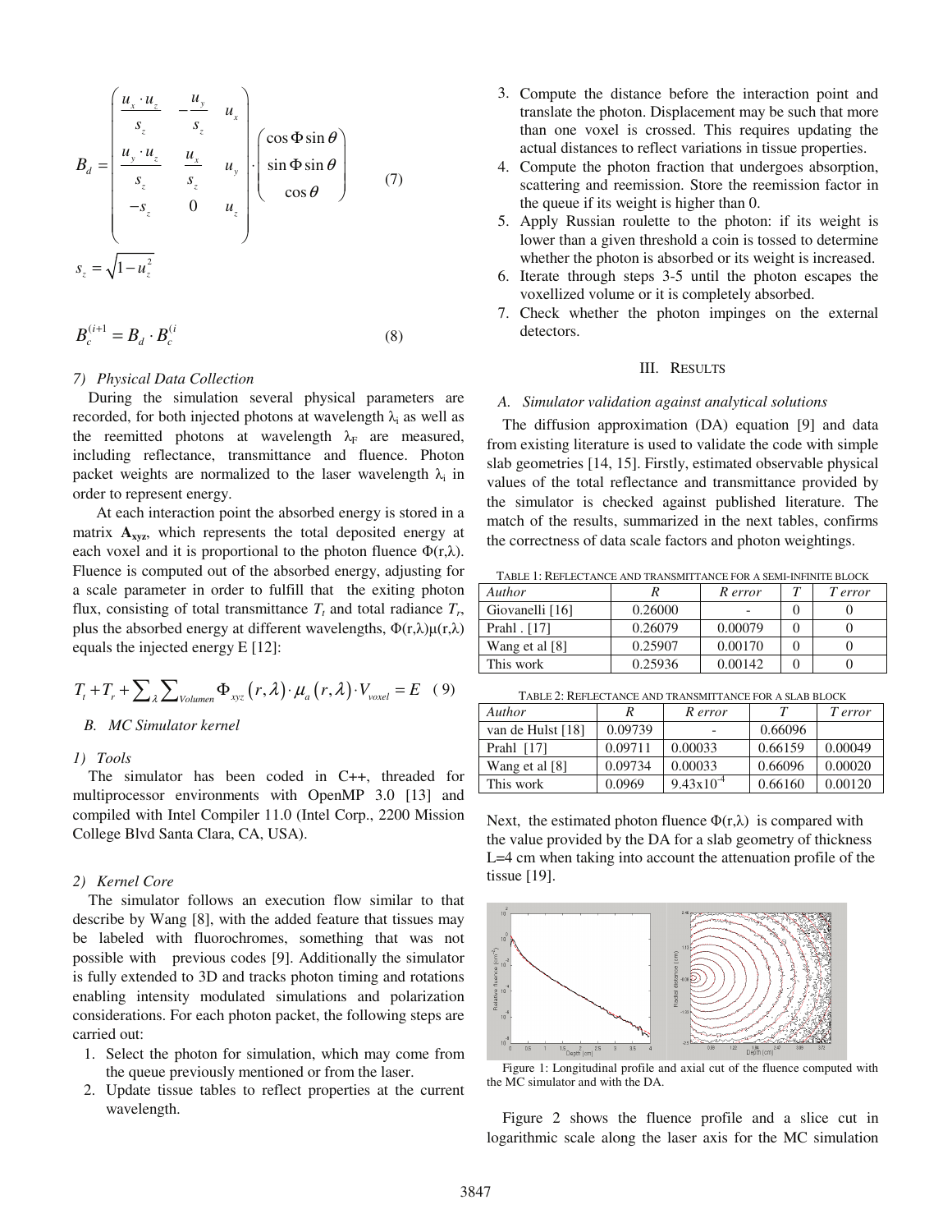$$
B_d = \begin{pmatrix} \dfrac{u_x \cdot u_z}{s_z} & -\dfrac{u_y}{s_z} & u_x \\ \dfrac{u_y \cdot u_z}{s_z} & \dfrac{u_x}{s_z} & u_y \\ -s_z & 0 & u_z \end{pmatrix} \cdot \begin{pmatrix} \cos\Phi \sin\theta \\ \sin\Phi \sin\theta \\ \cos\theta \end{pmatrix} \qquad (7)
$$

$$
s_z = \sqrt{1 - u_z^2}
$$

$$
B_c^{(i+1} = B_d \cdot B_c^{(i} \qquad (8)
$$

*7) Physical Data Collection*

During the simulation several physical parameters are recorded, for both injected photons at wavelength $\lambda_i$ as well as the reemitted photons at wavelength $\lambda_F$ are measured, including reflectance, transmittance and fluence. Photon packet weights are normalized to the laser wavelength $\lambda_i$ in order to represent energy.

At each interaction point the absorbed energy is stored in a matrix $\mathbf{A_{xyz}}$, which represents the total deposited energy at each voxel and it is proportional to the photon fluence $\Phi(r,\lambda)$. Fluence is computed out of the absorbed energy, adjusting for a scale parameter in order to fulfill that the exiting photon flux, consisting of total transmittance $T_t$ and total radiance $T_r$, plus the absorbed energy at different wavelengths, $\Phi(r,\lambda)\mu(r,\lambda)$ equals the injected energy E [12]:

$$
T_t + T_r + \sum_{\lambda} \sum_{Volumen} \Phi_{xyz}(r,\lambda) \cdot \mu_a(r,\lambda) \cdot V_{voxel} = E \quad (9)
$$

*B. MC Simulator kernel*

*1) Tools*

The simulator has been coded in C++, threaded for multiprocessor environments with OpenMP 3.0 [13] and compiled with Intel Compiler 11.0 (Intel Corp., 2200 Mission College Blvd Santa Clara, CA, USA).

*2) Kernel Core*

The simulator follows an execution flow similar to that describe by Wang [8], with the added feature that tissues may be labeled with fluorochromes, something that was not possible with previous codes [9]. Additionally the simulator is fully extended to 3D and tracks photon timing and rotations enabling intensity modulated simulations and polarization considerations. For each photon packet, the following steps are carried out:

1. Select the photon for simulation, which may come from the queue previously mentioned or from the laser.
2. Update tissue tables to reflect properties at the current wavelength.
3. Compute the distance before the interaction point and translate the photon. Displacement may be such that more than one voxel is crossed. This requires updating the actual distances to reflect variations in tissue properties.
4. Compute the photon fraction that undergoes absorption, scattering and reemission. Store the reemission factor in the queue if its weight is higher than 0.
5. Apply Russian roulette to the photon: if its weight is lower than a given threshold a coin is tossed to determine whether the photon is absorbed or its weight is increased.
6. Iterate through steps 3-5 until the photon escapes the voxellized volume or it is completely absorbed.
7. Check whether the photon impinges on the external detectors.

## III. Results

*A. Simulator validation against analytical solutions*

The diffusion approximation (DA) equation [9] and data from existing literature is used to validate the code with simple slab geometries [14, 15]. Firstly, estimated observable physical values of the total reflectance and transmittance provided by the simulator is checked against published literature. The match of the results, summarized in the next tables, confirms the correctness of data scale factors and photon weightings.

TABLE 1: REFLECTANCE AND TRANSMITTANCE FOR A SEMI-INFINITE BLOCK

| *Author* | *R* | *R error* | *T* | *T error* |
|---|---|---|---|---|
| Giovanelli [16] | 0.26000 | - | 0 | 0 |
| Prahl . [17] | 0.26079 | 0.00079 | 0 | 0 |
| Wang et al [8] | 0.25907 | 0.00170 | 0 | 0 |
| This work | 0.25936 | 0.00142 | 0 | 0 |

TABLE 2: REFLECTANCE AND TRANSMITTANCE FOR A SLAB BLOCK

| *Author* | *R* | *R error* | *T* | *T error* |
|---|---|---|---|---|
| van de Hulst [18] | 0.09739 | - | 0.66096 | |
| Prahl [17] | 0.09711 | 0.00033 | 0.66159 | 0.00049 |
| Wang et al [8] | 0.09734 | 0.00033 | 0.66096 | 0.00020 |
| This work | 0.0969 | $9.43\text{x}10^{-4}$ | 0.66160 | 0.00120 |

Next, the estimated photon fluence $\Phi(r,\lambda)$ is compared with the value provided by the DA for a slab geometry of thickness L=4 cm when taking into account the attenuation profile of the tissue [19].

Figure 1: Longitudinal profile and axial cut of the fluence computed with the MC simulator and with the DA.

Figure 2 shows the fluence profile and a slice cut in logarithmic scale along the laser axis for the MC simulation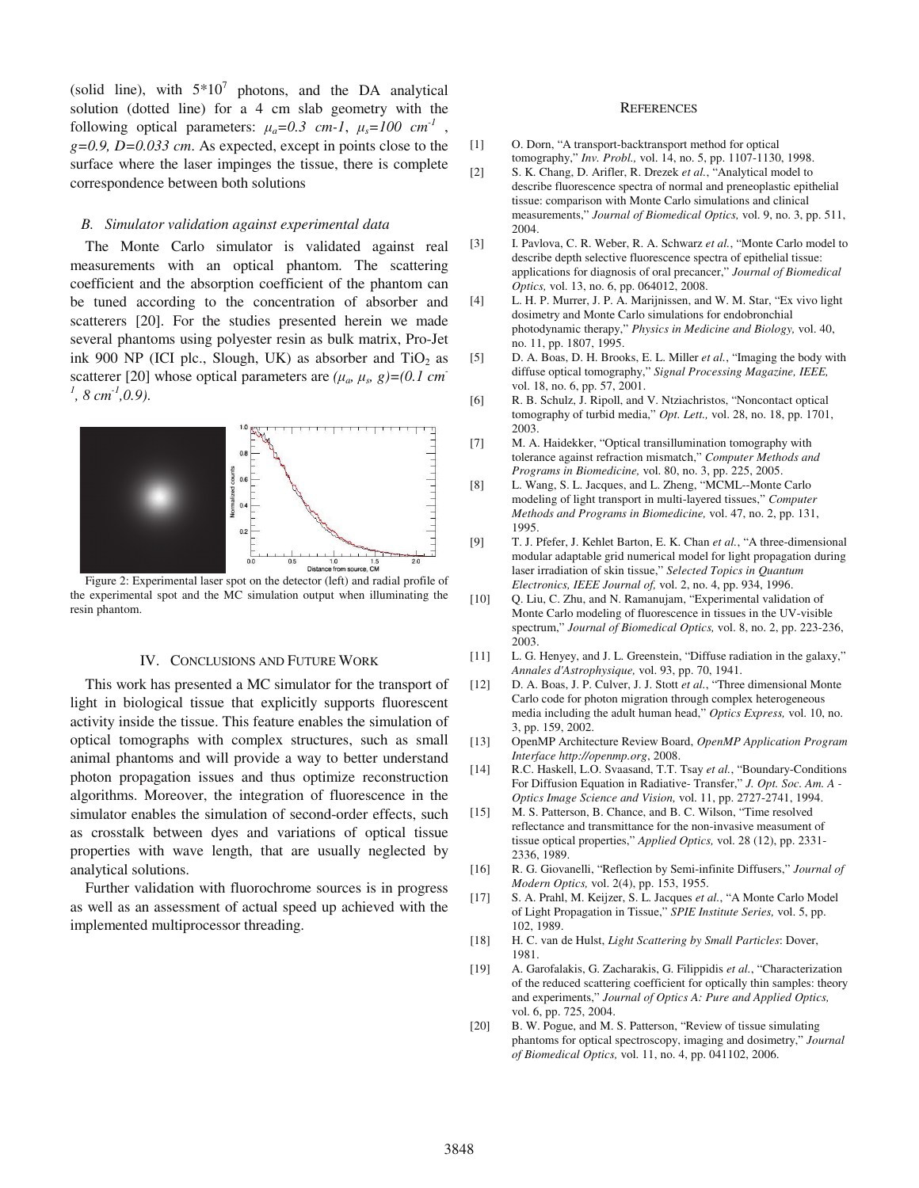(solid line), with $5*10^7$ photons, and the DA analytical solution (dotted line) for a 4 cm slab geometry with the following optical parameters: $\mu_a=0.3$ $cm$-$1$, $\mu_s=100$ $cm^{-1}$ , $g=0.9$, $D=0.033$ $cm$. As expected, except in points close to the surface where the laser impinges the tissue, there is complete correspondence between both solutions

### *B. Simulator validation against experimental data*

The Monte Carlo simulator is validated against real measurements with an optical phantom. The scattering coefficient and the absorption coefficient of the phantom can be tuned according to the concentration of absorber and scatterers [20]. For the studies presented herein we made several phantoms using polyester resin as bulk matrix, Pro-Jet ink 900 NP (ICI plc., Slough, UK) as absorber and $TiO_2$ as scatterer [20] whose optical parameters are $(\mu_a, \mu_s, g)=(0.1\ cm^{-1}, 8\ cm^{-1}, 0.9)$.

1.0
0.8
0.6
0.4
0.2
0.0
Normalized counts
0.0 0.5 1.0 1.5 2.0
Distance from source, CM

Figure 2: Experimental laser spot on the detector (left) and radial profile of the experimental spot and the MC simulation output when illuminating the resin phantom.

## IV. Conclusions and Future Work

This work has presented a MC simulator for the transport of light in biological tissue that explicitly supports fluorescent activity inside the tissue. This feature enables the simulation of optical tomographs with complex structures, such as small animal phantoms and will provide a way to better understand photon propagation issues and thus optimize reconstruction algorithms. Moreover, the integration of fluorescence in the simulator enables the simulation of second-order effects, such as crosstalk between dyes and variations of optical tissue properties with wave length, that are usually neglected by analytical solutions.

Further validation with fluorochrome sources is in progress as well as an assessment of actual speed up achieved with the implemented multiprocessor threading.

## References

[1] O. Dorn, "A transport-backtransport method for optical tomography," *Inv. Probl.,* vol. 14, no. 5, pp. 1107-1130, 1998.

[2] S. K. Chang, D. Arifler, R. Drezek *et al.*, "Analytical model to describe fluorescence spectra of normal and preneoplastic epithelial tissue: comparison with Monte Carlo simulations and clinical measurements," *Journal of Biomedical Optics,* vol. 9, no. 3, pp. 511, 2004.

[3] I. Pavlova, C. R. Weber, R. A. Schwarz *et al.*, "Monte Carlo model to describe depth selective fluorescence spectra of epithelial tissue: applications for diagnosis of oral precancer," *Journal of Biomedical Optics,* vol. 13, no. 6, pp. 064012, 2008.

[4] L. H. P. Murrer, J. P. A. Marijnissen, and W. M. Star, "Ex vivo light dosimetry and Monte Carlo simulations for endobronchial photodynamic therapy," *Physics in Medicine and Biology,* vol. 40, no. 11, pp. 1807, 1995.

[5] D. A. Boas, D. H. Brooks, E. L. Miller *et al.*, "Imaging the body with diffuse optical tomography," *Signal Processing Magazine, IEEE,* vol. 18, no. 6, pp. 57, 2001.

[6] R. B. Schulz, J. Ripoll, and V. Ntziachristos, "Noncontact optical tomography of turbid media," *Opt. Lett.,* vol. 28, no. 18, pp. 1701, 2003.

[7] M. A. Haidekker, "Optical transillumination tomography with tolerance against refraction mismatch," *Computer Methods and Programs in Biomedicine,* vol. 80, no. 3, pp. 225, 2005.

[8] L. Wang, S. L. Jacques, and L. Zheng, "MCML--Monte Carlo modeling of light transport in multi-layered tissues," *Computer Methods and Programs in Biomedicine,* vol. 47, no. 2, pp. 131, 1995.

[9] T. J. Pfefer, J. Kehlet Barton, E. K. Chan *et al.*, "A three-dimensional modular adaptable grid numerical model for light propagation during laser irradiation of skin tissue," *Selected Topics in Quantum Electronics, IEEE Journal of,* vol. 2, no. 4, pp. 934, 1996.

[10] Q. Liu, C. Zhu, and N. Ramanujam, "Experimental validation of Monte Carlo modeling of fluorescence in tissues in the UV-visible spectrum," *Journal of Biomedical Optics,* vol. 8, no. 2, pp. 223-236, 2003.

[11] L. G. Henyey, and J. L. Greenstein, "Diffuse radiation in the galaxy," *Annales d'Astrophysique,* vol. 93, pp. 70, 1941.

[12] D. A. Boas, J. P. Culver, J. J. Stott *et al.*, "Three dimensional Monte Carlo code for photon migration through complex heterogeneous media including the adult human head," *Optics Express,* vol. 10, no. 3, pp. 159, 2002.

[13] OpenMP Architecture Review Board, *OpenMP Application Program Interface http://openmp.org*, 2008.

[14] R.C. Haskell, L.O. Svaasand, T.T. Tsay *et al.*, "Boundary-Conditions For Diffusion Equation in Radiative- Transfer," *J. Opt. Soc. Am. A - Optics Image Science and Vision,* vol. 11, pp. 2727-2741, 1994.

[15] M. S. Patterson, B. Chance, and B. C. Wilson, "Time resolved reflectance and transmittance for the non-invasive measurement of tissue optical properties," *Applied Optics,* vol. 28 (12), pp. 2331-2336, 1989.

[16] R. G. Giovanelli, "Reflection by Semi-infinite Diffusers," *Journal of Modern Optics,* vol. 2(4), pp. 153, 1955.

[17] S. A. Prahl, M. Keijzer, S. L. Jacques *et al.*, "A Monte Carlo Model of Light Propagation in Tissue," *SPIE Institute Series,* vol. 5, pp. 102, 1989.

[18] H. C. van de Hulst, *Light Scattering by Small Particles*: Dover, 1981.

[19] A. Garofalakis, G. Zacharakis, G. Filippidis *et al.*, "Characterization of the reduced scattering coefficient for optically thin samples: theory and experiments," *Journal of Optics A: Pure and Applied Optics,* vol. 6, pp. 725, 2004.

[20] B. W. Pogue, and M. S. Patterson, "Review of tissue simulating phantoms for optical spectroscopy, imaging and dosimetry," *Journal of Biomedical Optics,* vol. 11, no. 4, pp. 041102, 2006.